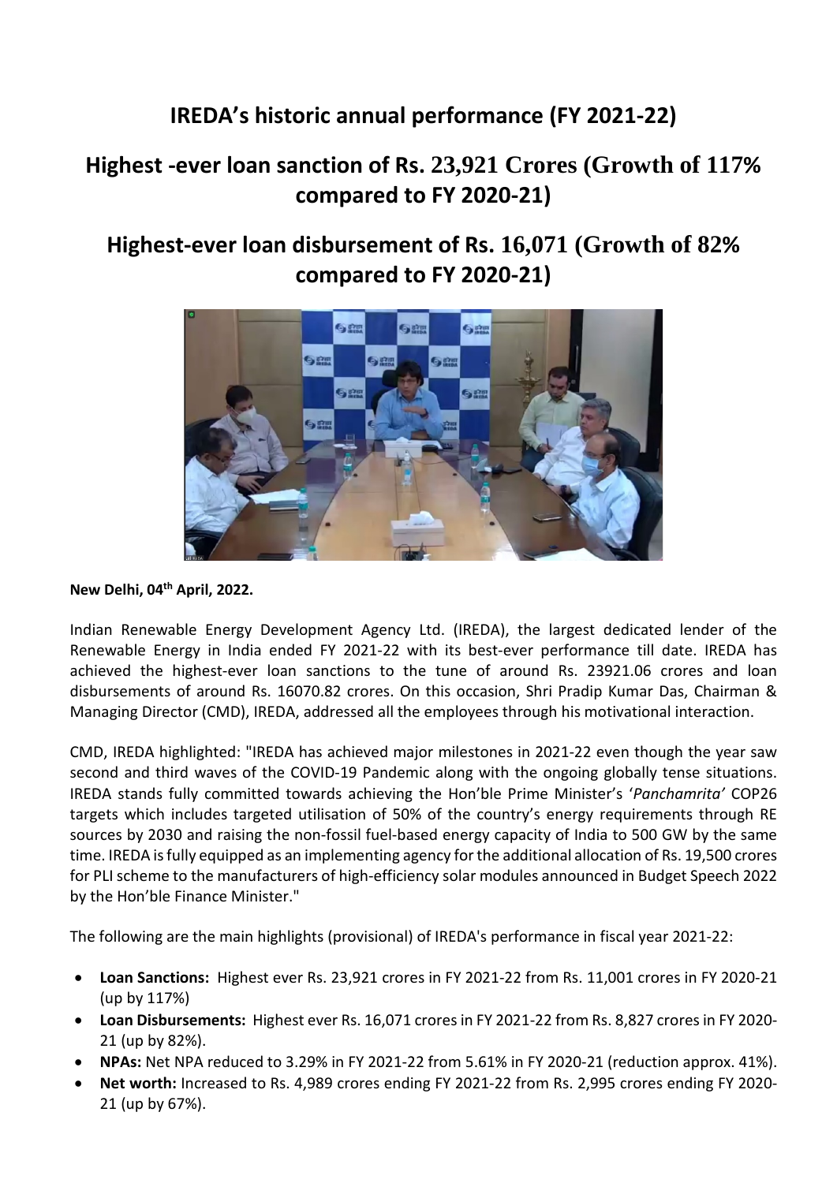# IREDA's historic annual performance (FY 2021-22)

# Highest -ever loan sanction of Rs. 23,921 Crores (Growth of 117% compared to FY 2020-21)

# Highest-ever loan disbursement of Rs. 16,071 (Growth of 82% compared to FY 2020-21)

**New Delhi, 04th April, 2022.**

Indian Renewable Energy Development Agency Ltd. (IREDA), the largest dedicated lender of the Renewable Energy in India ended FY 2021-22 with its best-ever performance till date. IREDA has achieved the highest-ever loan sanctions to the tune of around Rs. 23921.06 crores and loan disbursements of around Rs. 16070.82 crores. On this occasion, Shri Pradip Kumar Das, Chairman & Managing Director (CMD), IREDA, addressed all the employees through his motivational interaction.

CMD, IREDA highlighted: "IREDA has achieved major milestones in 2021-22 even though the year saw second and third waves of the COVID-19 Pandemic along with the ongoing globally tense situations. IREDA stands fully committed towards achieving the Hon'ble Prime Minister's '*Panchamrita'* COP26 targets which includes targeted utilisation of 50% of the country's energy requirements through RE sources by 2030 and raising the non-fossil fuel-based energy capacity of India to 500 GW by the same time. IREDA is fully equipped as an implementing agency for the additional allocation of Rs. 19,500 crores for PLI scheme to the manufacturers of high-efficiency solar modules announced in Budget Speech 2022 by the Hon'ble Finance Minister."

The following are the main highlights (provisional) of IREDA's performance in fiscal year 2021-22:

- **Loan Sanctions:** Highest ever Rs. 23,921 crores in FY 2021-22 from Rs. 11,001 crores in FY 2020-21 (up by 117%)
- **Loan Disbursements:** Highest ever Rs. 16,071 crores in FY 2021-22 from Rs. 8,827 crores in FY 2020-21 (up by 82%).
- **NPAs:** Net NPA reduced to 3.29% in FY 2021-22 from 5.61% in FY 2020-21 (reduction approx. 41%).
- **Net worth:** Increased to Rs. 4,989 crores ending FY 2021-22 from Rs. 2,995 crores ending FY 2020-21 (up by 67%).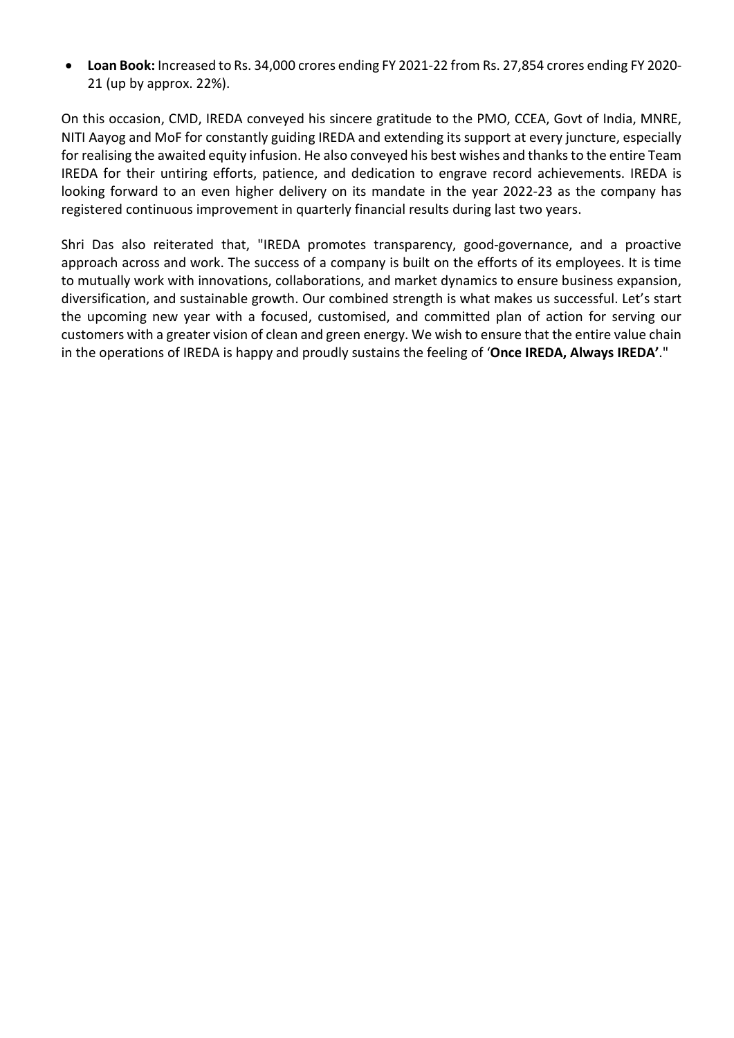- **Loan Book:** Increased to Rs. 34,000 crores ending FY 2021-22 from Rs. 27,854 crores ending FY 2020-21 (up by approx. 22%).

On this occasion, CMD, IREDA conveyed his sincere gratitude to the PMO, CCEA, Govt of India, MNRE, NITI Aayog and MoF for constantly guiding IREDA and extending its support at every juncture, especially for realising the awaited equity infusion. He also conveyed his best wishes and thanks to the entire Team IREDA for their untiring efforts, patience, and dedication to engrave record achievements. IREDA is looking forward to an even higher delivery on its mandate in the year 2022-23 as the company has registered continuous improvement in quarterly financial results during last two years.

Shri Das also reiterated that, "IREDA promotes transparency, good-governance, and a proactive approach across and work. The success of a company is built on the efforts of its employees. It is time to mutually work with innovations, collaborations, and market dynamics to ensure business expansion, diversification, and sustainable growth. Our combined strength is what makes us successful. Let's start the upcoming new year with a focused, customised, and committed plan of action for serving our customers with a greater vision of clean and green energy. We wish to ensure that the entire value chain in the operations of IREDA is happy and proudly sustains the feeling of '**Once IREDA, Always IREDA'**."